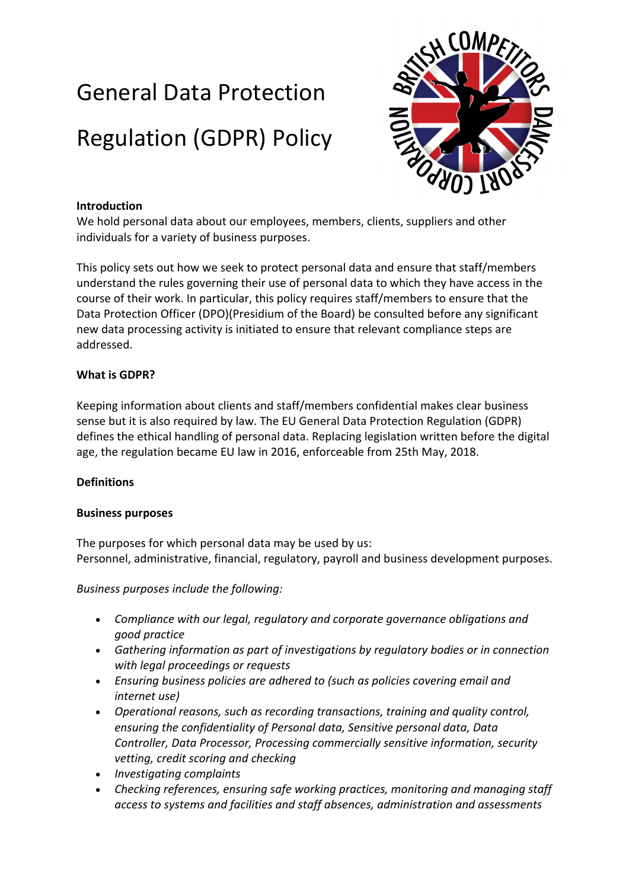# General Data Protection Regulation (GDPR) Policy

**Introduction**

We hold personal data about our employees, members, clients, suppliers and other individuals for a variety of business purposes.

This policy sets out how we seek to protect personal data and ensure that staff/members understand the rules governing their use of personal data to which they have access in the course of their work. In particular, this policy requires staff/members to ensure that the Data Protection Officer (DPO)(Presidium of the Board) be consulted before any significant new data processing activity is initiated to ensure that relevant compliance steps are addressed.

**What is GDPR?**

Keeping information about clients and staff/members confidential makes clear business sense but it is also required by law. The EU General Data Protection Regulation (GDPR) defines the ethical handling of personal data. Replacing legislation written before the digital age, the regulation became EU law in 2016, enforceable from 25th May, 2018.

**Definitions**

**Business purposes**

The purposes for which personal data may be used by us:
Personnel, administrative, financial, regulatory, payroll and business development purposes.

*Business purposes include the following:*

- *Compliance with our legal, regulatory and corporate governance obligations and good practice*
- *Gathering information as part of investigations by regulatory bodies or in connection with legal proceedings or requests*
- *Ensuring business policies are adhered to (such as policies covering email and internet use)*
- *Operational reasons, such as recording transactions, training and quality control, ensuring the confidentiality of Personal data, Sensitive personal data, Data Controller, Data Processor, Processing commercially sensitive information, security vetting, credit scoring and checking*
- *Investigating complaints*
- *Checking references, ensuring safe working practices, monitoring and managing staff access to systems and facilities and staff absences, administration and assessments*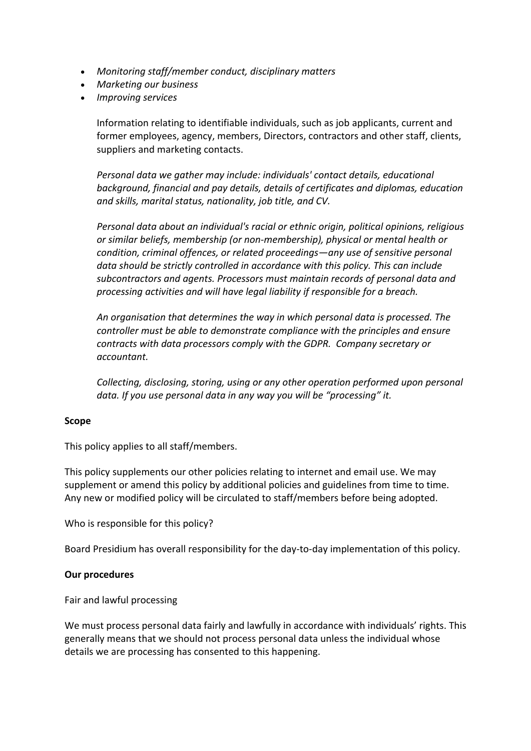- *Monitoring staff/member conduct, disciplinary matters*
- *Marketing our business*
- *Improving services*

Information relating to identifiable individuals, such as job applicants, current and former employees, agency, members, Directors, contractors and other staff, clients, suppliers and marketing contacts.

*Personal data we gather may include: individuals' contact details, educational background, financial and pay details, details of certificates and diplomas, education and skills, marital status, nationality, job title, and CV.*

*Personal data about an individual's racial or ethnic origin, political opinions, religious or similar beliefs, membership (or non-membership), physical or mental health or condition, criminal offences, or related proceedings—any use of sensitive personal data should be strictly controlled in accordance with this policy. This can include subcontractors and agents. Processors must maintain records of personal data and processing activities and will have legal liability if responsible for a breach.*

*An organisation that determines the way in which personal data is processed. The controller must be able to demonstrate compliance with the principles and ensure contracts with data processors comply with the GDPR. Company secretary or accountant.*

*Collecting, disclosing, storing, using or any other operation performed upon personal data. If you use personal data in any way you will be "processing" it.*

**Scope**

This policy applies to all staff/members.

This policy supplements our other policies relating to internet and email use. We may supplement or amend this policy by additional policies and guidelines from time to time. Any new or modified policy will be circulated to staff/members before being adopted.

Who is responsible for this policy?

Board Presidium has overall responsibility for the day-to-day implementation of this policy.

**Our procedures**

Fair and lawful processing

We must process personal data fairly and lawfully in accordance with individuals' rights. This generally means that we should not process personal data unless the individual whose details we are processing has consented to this happening.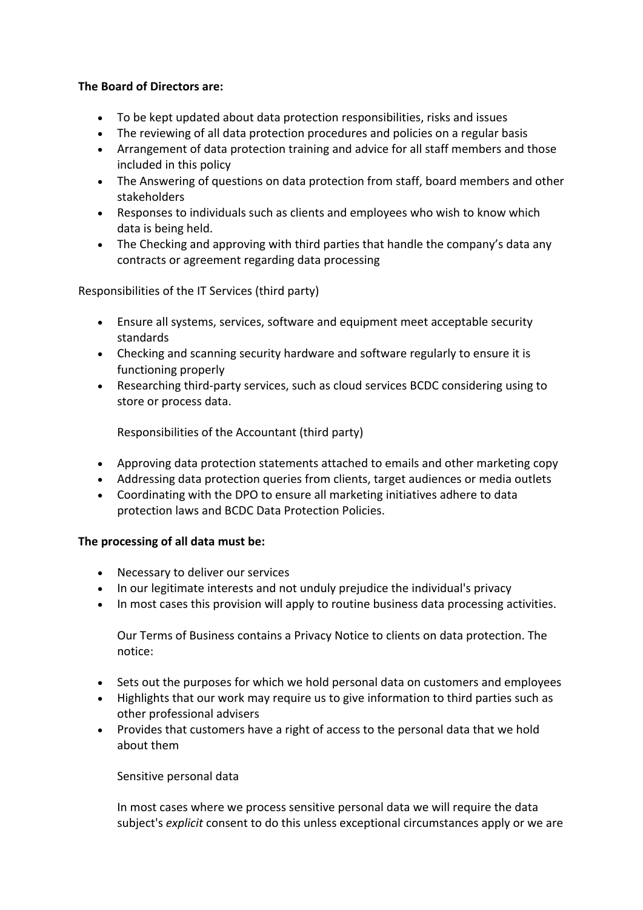**The Board of Directors are:**

- To be kept updated about data protection responsibilities, risks and issues
- The reviewing of all data protection procedures and policies on a regular basis
- Arrangement of data protection training and advice for all staff members and those included in this policy
- The Answering of questions on data protection from staff, board members and other stakeholders
- Responses to individuals such as clients and employees who wish to know which data is being held.
- The Checking and approving with third parties that handle the company's data any contracts or agreement regarding data processing

Responsibilities of the IT Services (third party)

- Ensure all systems, services, software and equipment meet acceptable security standards
- Checking and scanning security hardware and software regularly to ensure it is functioning properly
- Researching third-party services, such as cloud services BCDC considering using to store or process data.

Responsibilities of the Accountant (third party)

- Approving data protection statements attached to emails and other marketing copy
- Addressing data protection queries from clients, target audiences or media outlets
- Coordinating with the DPO to ensure all marketing initiatives adhere to data protection laws and BCDC Data Protection Policies.

**The processing of all data must be:**

- Necessary to deliver our services
- In our legitimate interests and not unduly prejudice the individual's privacy
- In most cases this provision will apply to routine business data processing activities.

Our Terms of Business contains a Privacy Notice to clients on data protection. The notice:

- Sets out the purposes for which we hold personal data on customers and employees
- Highlights that our work may require us to give information to third parties such as other professional advisers
- Provides that customers have a right of access to the personal data that we hold about them

Sensitive personal data

In most cases where we process sensitive personal data we will require the data subject's *explicit* consent to do this unless exceptional circumstances apply or we are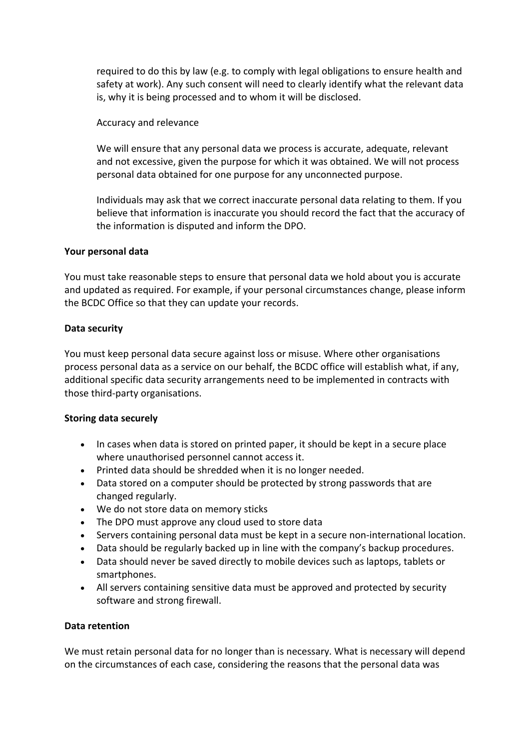required to do this by law (e.g. to comply with legal obligations to ensure health and safety at work). Any such consent will need to clearly identify what the relevant data is, why it is being processed and to whom it will be disclosed.

Accuracy and relevance

We will ensure that any personal data we process is accurate, adequate, relevant and not excessive, given the purpose for which it was obtained. We will not process personal data obtained for one purpose for any unconnected purpose.

Individuals may ask that we correct inaccurate personal data relating to them. If you believe that information is inaccurate you should record the fact that the accuracy of the information is disputed and inform the DPO.

**Your personal data**

You must take reasonable steps to ensure that personal data we hold about you is accurate and updated as required. For example, if your personal circumstances change, please inform the BCDC Office so that they can update your records.

**Data security**

You must keep personal data secure against loss or misuse. Where other organisations process personal data as a service on our behalf, the BCDC office will establish what, if any, additional specific data security arrangements need to be implemented in contracts with those third-party organisations.

**Storing data securely**

- In cases when data is stored on printed paper, it should be kept in a secure place where unauthorised personnel cannot access it.
- Printed data should be shredded when it is no longer needed.
- Data stored on a computer should be protected by strong passwords that are changed regularly.
- We do not store data on memory sticks
- The DPO must approve any cloud used to store data
- Servers containing personal data must be kept in a secure non-international location.
- Data should be regularly backed up in line with the company's backup procedures.
- Data should never be saved directly to mobile devices such as laptops, tablets or smartphones.
- All servers containing sensitive data must be approved and protected by security software and strong firewall.

**Data retention**

We must retain personal data for no longer than is necessary. What is necessary will depend on the circumstances of each case, considering the reasons that the personal data was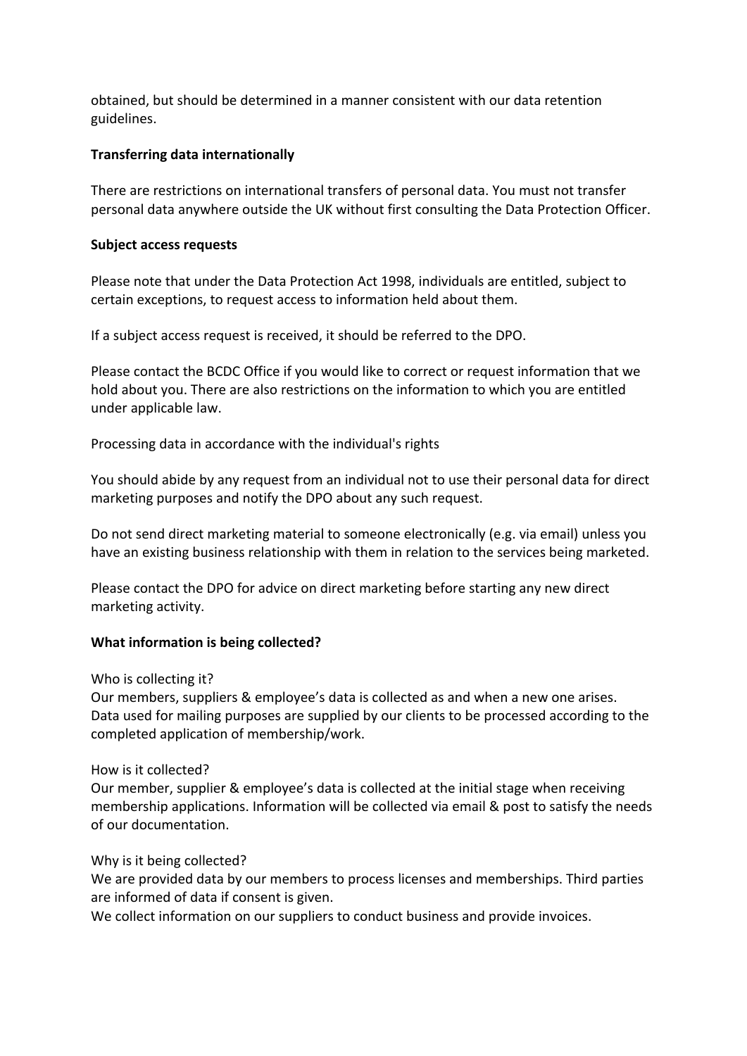obtained, but should be determined in a manner consistent with our data retention guidelines.

**Transferring data internationally**

There are restrictions on international transfers of personal data. You must not transfer personal data anywhere outside the UK without first consulting the Data Protection Officer.

**Subject access requests**

Please note that under the Data Protection Act 1998, individuals are entitled, subject to certain exceptions, to request access to information held about them.

If a subject access request is received, it should be referred to the DPO.

Please contact the BCDC Office if you would like to correct or request information that we hold about you. There are also restrictions on the information to which you are entitled under applicable law.

Processing data in accordance with the individual's rights

You should abide by any request from an individual not to use their personal data for direct marketing purposes and notify the DPO about any such request.

Do not send direct marketing material to someone electronically (e.g. via email) unless you have an existing business relationship with them in relation to the services being marketed.

Please contact the DPO for advice on direct marketing before starting any new direct marketing activity.

**What information is being collected?**

Who is collecting it?
Our members, suppliers & employee's data is collected as and when a new one arises. Data used for mailing purposes are supplied by our clients to be processed according to the completed application of membership/work.

How is it collected?
Our member, supplier & employee's data is collected at the initial stage when receiving membership applications. Information will be collected via email & post to satisfy the needs of our documentation.

Why is it being collected?
We are provided data by our members to process licenses and memberships. Third parties are informed of data if consent is given.
We collect information on our suppliers to conduct business and provide invoices.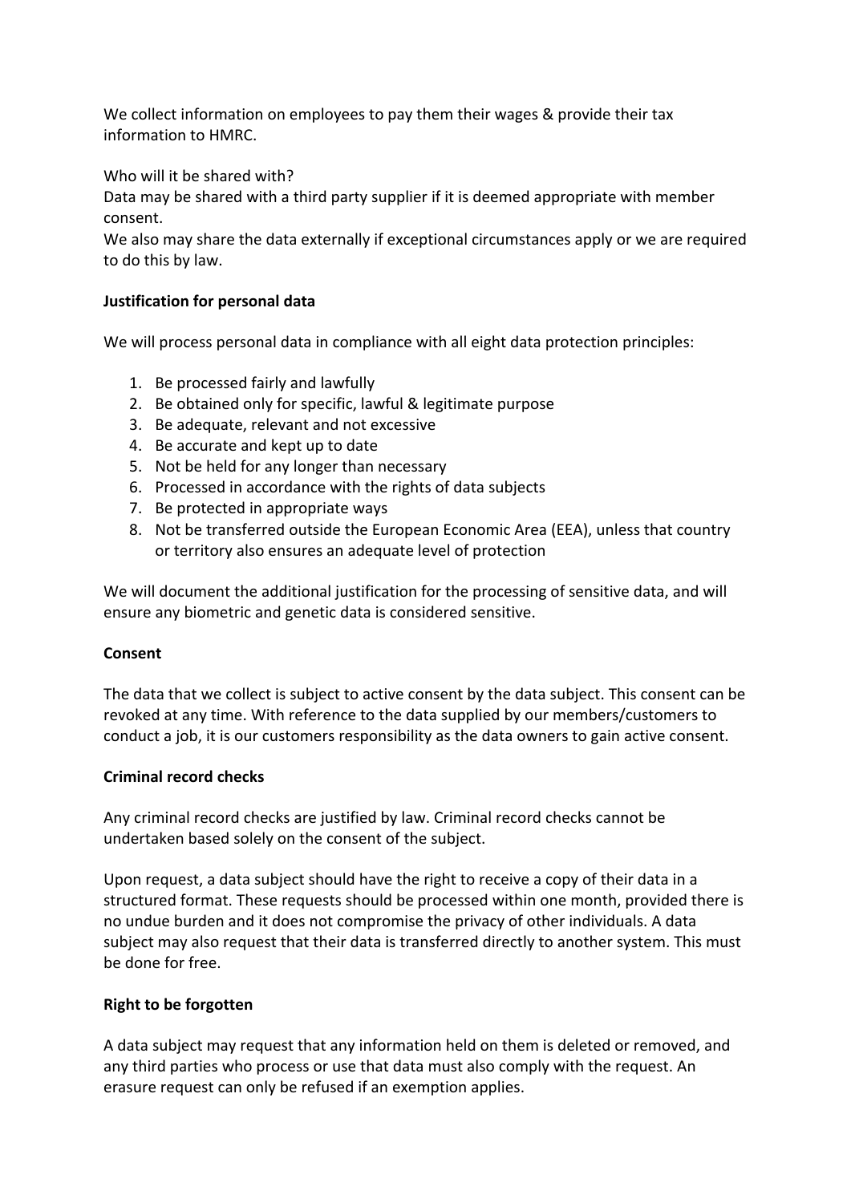We collect information on employees to pay them their wages & provide their tax information to HMRC.

Who will it be shared with?
Data may be shared with a third party supplier if it is deemed appropriate with member consent.
We also may share the data externally if exceptional circumstances apply or we are required to do this by law.

**Justification for personal data**

We will process personal data in compliance with all eight data protection principles:

1. Be processed fairly and lawfully
2. Be obtained only for specific, lawful & legitimate purpose
3. Be adequate, relevant and not excessive
4. Be accurate and kept up to date
5. Not be held for any longer than necessary
6. Processed in accordance with the rights of data subjects
7. Be protected in appropriate ways
8. Not be transferred outside the European Economic Area (EEA), unless that country or territory also ensures an adequate level of protection

We will document the additional justification for the processing of sensitive data, and will ensure any biometric and genetic data is considered sensitive.

**Consent**

The data that we collect is subject to active consent by the data subject. This consent can be revoked at any time. With reference to the data supplied by our members/customers to conduct a job, it is our customers responsibility as the data owners to gain active consent.

**Criminal record checks**

Any criminal record checks are justified by law. Criminal record checks cannot be undertaken based solely on the consent of the subject.

Upon request, a data subject should have the right to receive a copy of their data in a structured format. These requests should be processed within one month, provided there is no undue burden and it does not compromise the privacy of other individuals. A data subject may also request that their data is transferred directly to another system. This must be done for free.

**Right to be forgotten**

A data subject may request that any information held on them is deleted or removed, and any third parties who process or use that data must also comply with the request. An erasure request can only be refused if an exemption applies.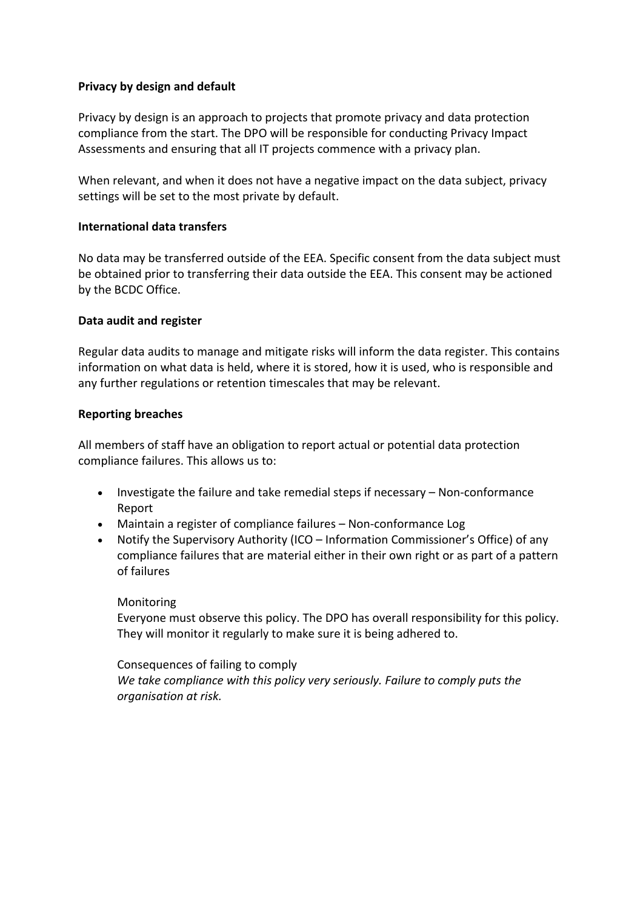**Privacy by design and default**

Privacy by design is an approach to projects that promote privacy and data protection compliance from the start. The DPO will be responsible for conducting Privacy Impact Assessments and ensuring that all IT projects commence with a privacy plan.

When relevant, and when it does not have a negative impact on the data subject, privacy settings will be set to the most private by default.

**International data transfers**

No data may be transferred outside of the EEA. Specific consent from the data subject must be obtained prior to transferring their data outside the EEA. This consent may be actioned by the BCDC Office.

**Data audit and register**

Regular data audits to manage and mitigate risks will inform the data register. This contains information on what data is held, where it is stored, how it is used, who is responsible and any further regulations or retention timescales that may be relevant.

**Reporting breaches**

All members of staff have an obligation to report actual or potential data protection compliance failures. This allows us to:

- Investigate the failure and take remedial steps if necessary – Non-conformance Report
- Maintain a register of compliance failures – Non-conformance Log
- Notify the Supervisory Authority (ICO – Information Commissioner's Office) of any compliance failures that are material either in their own right or as part of a pattern of failures

Monitoring
Everyone must observe this policy. The DPO has overall responsibility for this policy. They will monitor it regularly to make sure it is being adhered to.

Consequences of failing to comply
*We take compliance with this policy very seriously. Failure to comply puts the organisation at risk.*